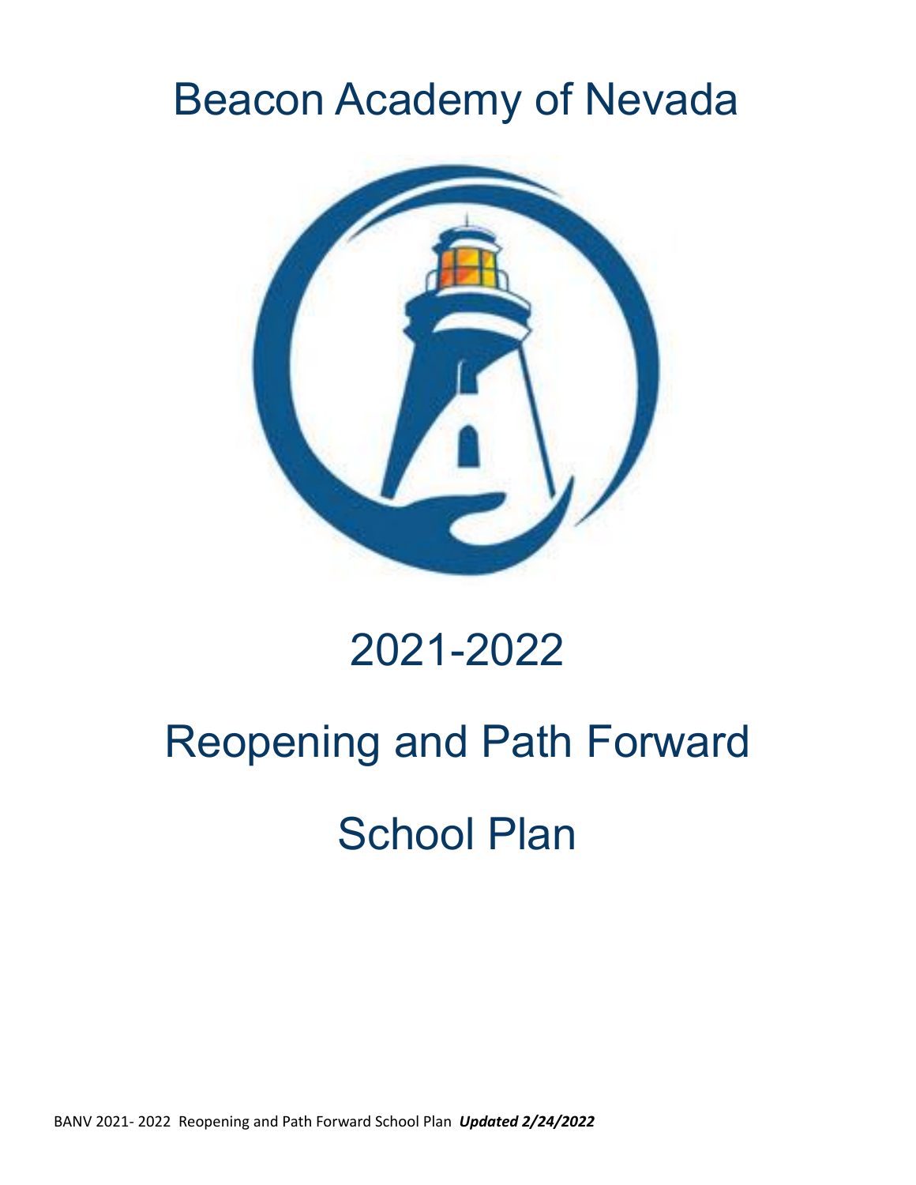# Beacon Academy of Nevada

# 2021-2022

# Reopening and Path Forward

# School Plan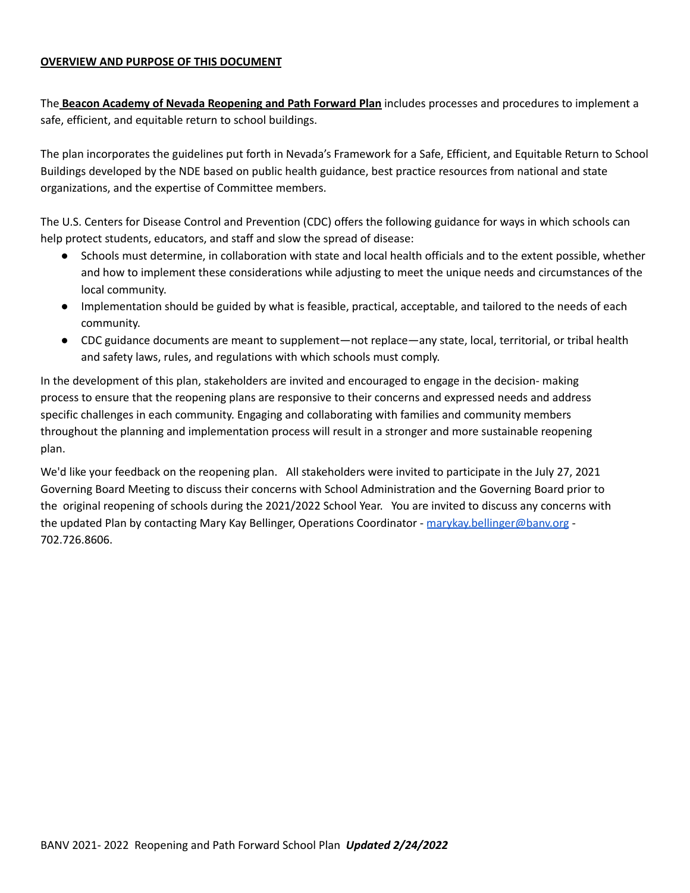**OVERVIEW AND PURPOSE OF THIS DOCUMENT**

The **Beacon Academy of Nevada Reopening and Path Forward Plan** includes processes and procedures to implement a safe, efficient, and equitable return to school buildings.

The plan incorporates the guidelines put forth in Nevada's Framework for a Safe, Efficient, and Equitable Return to School Buildings developed by the NDE based on public health guidance, best practice resources from national and state organizations, and the expertise of Committee members.

The U.S. Centers for Disease Control and Prevention (CDC) offers the following guidance for ways in which schools can help protect students, educators, and staff and slow the spread of disease:

- Schools must determine, in collaboration with state and local health officials and to the extent possible, whether and how to implement these considerations while adjusting to meet the unique needs and circumstances of the local community.
- Implementation should be guided by what is feasible, practical, acceptable, and tailored to the needs of each community.
- CDC guidance documents are meant to supplement—not replace—any state, local, territorial, or tribal health and safety laws, rules, and regulations with which schools must comply.

In the development of this plan, stakeholders are invited and encouraged to engage in the decision- making process to ensure that the reopening plans are responsive to their concerns and expressed needs and address specific challenges in each community. Engaging and collaborating with families and community members throughout the planning and implementation process will result in a stronger and more sustainable reopening plan.

We'd like your feedback on the reopening plan. All stakeholders were invited to participate in the July 27, 2021 Governing Board Meeting to discuss their concerns with School Administration and the Governing Board prior to the original reopening of schools during the 2021/2022 School Year. You are invited to discuss any concerns with the updated Plan by contacting Mary Kay Bellinger, Operations Coordinator - marykay.bellinger@banv.org - 702.726.8606.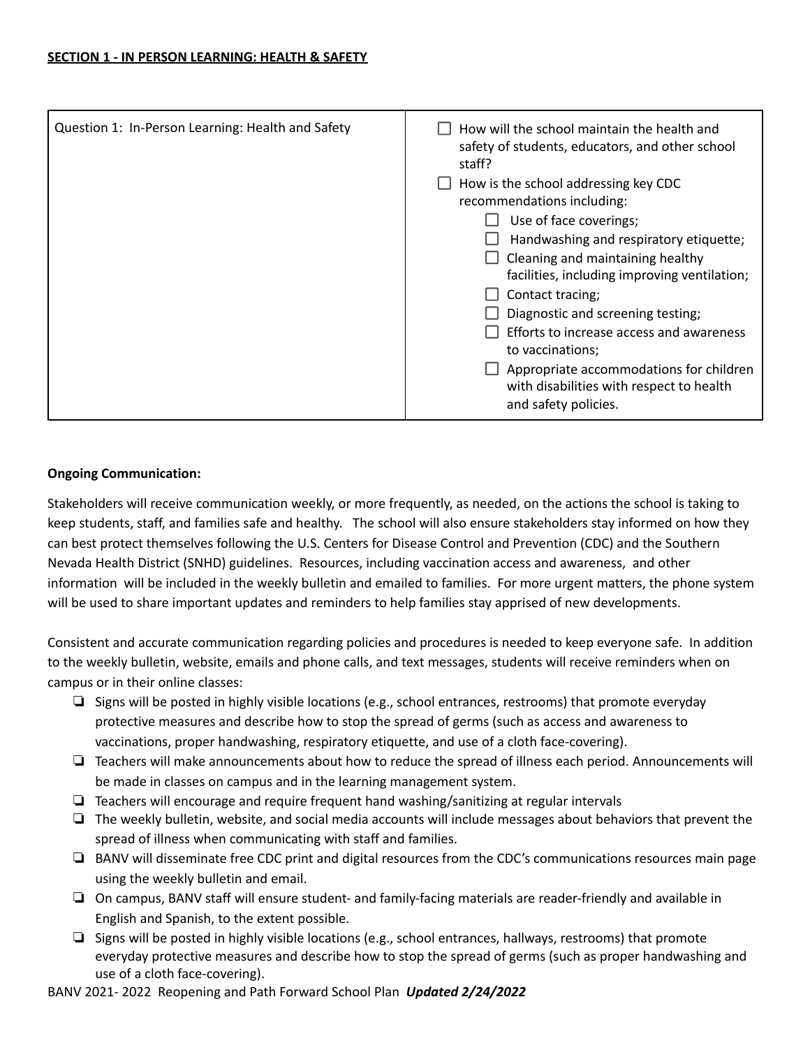**SECTION 1 - IN PERSON LEARNING: HEALTH & SAFETY**

| Question 1: In-Person Learning: Health and Safety | ☐ How will the school maintain the health and safety of students, educators, and other school staff?<br>☐ How is the school addressing key CDC recommendations including:<br>&nbsp;&nbsp;&nbsp;&nbsp;☐ Use of face coverings;<br>&nbsp;&nbsp;&nbsp;&nbsp;☐ Handwashing and respiratory etiquette;<br>&nbsp;&nbsp;&nbsp;&nbsp;☐ Cleaning and maintaining healthy facilities, including improving ventilation;<br>&nbsp;&nbsp;&nbsp;&nbsp;☐ Contact tracing;<br>&nbsp;&nbsp;&nbsp;&nbsp;☐ Diagnostic and screening testing;<br>&nbsp;&nbsp;&nbsp;&nbsp;☐ Efforts to increase access and awareness to vaccinations;<br>&nbsp;&nbsp;&nbsp;&nbsp;☐ Appropriate accommodations for children with disabilities with respect to health and safety policies. |
|---|---|

**Ongoing Communication:**

Stakeholders will receive communication weekly, or more frequently, as needed, on the actions the school is taking to keep students, staff, and families safe and healthy. The school will also ensure stakeholders stay informed on how they can best protect themselves following the U.S. Centers for Disease Control and Prevention (CDC) and the Southern Nevada Health District (SNHD) guidelines. Resources, including vaccination access and awareness, and other information will be included in the weekly bulletin and emailed to families. For more urgent matters, the phone system will be used to share important updates and reminders to help families stay apprised of new developments.

Consistent and accurate communication regarding policies and procedures is needed to keep everyone safe. In addition to the weekly bulletin, website, emails and phone calls, and text messages, students will receive reminders when on campus or in their online classes:

- ❏ Signs will be posted in highly visible locations (e.g., school entrances, restrooms) that promote everyday protective measures and describe how to stop the spread of germs (such as access and awareness to vaccinations, proper handwashing, respiratory etiquette, and use of a cloth face-covering).
- ❏ Teachers will make announcements about how to reduce the spread of illness each period. Announcements will be made in classes on campus and in the learning management system.
- ❏ Teachers will encourage and require frequent hand washing/sanitizing at regular intervals
- ❏ The weekly bulletin, website, and social media accounts will include messages about behaviors that prevent the spread of illness when communicating with staff and families.
- ❏ BANV will disseminate free CDC print and digital resources from the CDC's communications resources main page using the weekly bulletin and email.
- ❏ On campus, BANV staff will ensure student- and family-facing materials are reader-friendly and available in English and Spanish, to the extent possible.
- ❏ Signs will be posted in highly visible locations (e.g., school entrances, hallways, restrooms) that promote everyday protective measures and describe how to stop the spread of germs (such as proper handwashing and use of a cloth face-covering).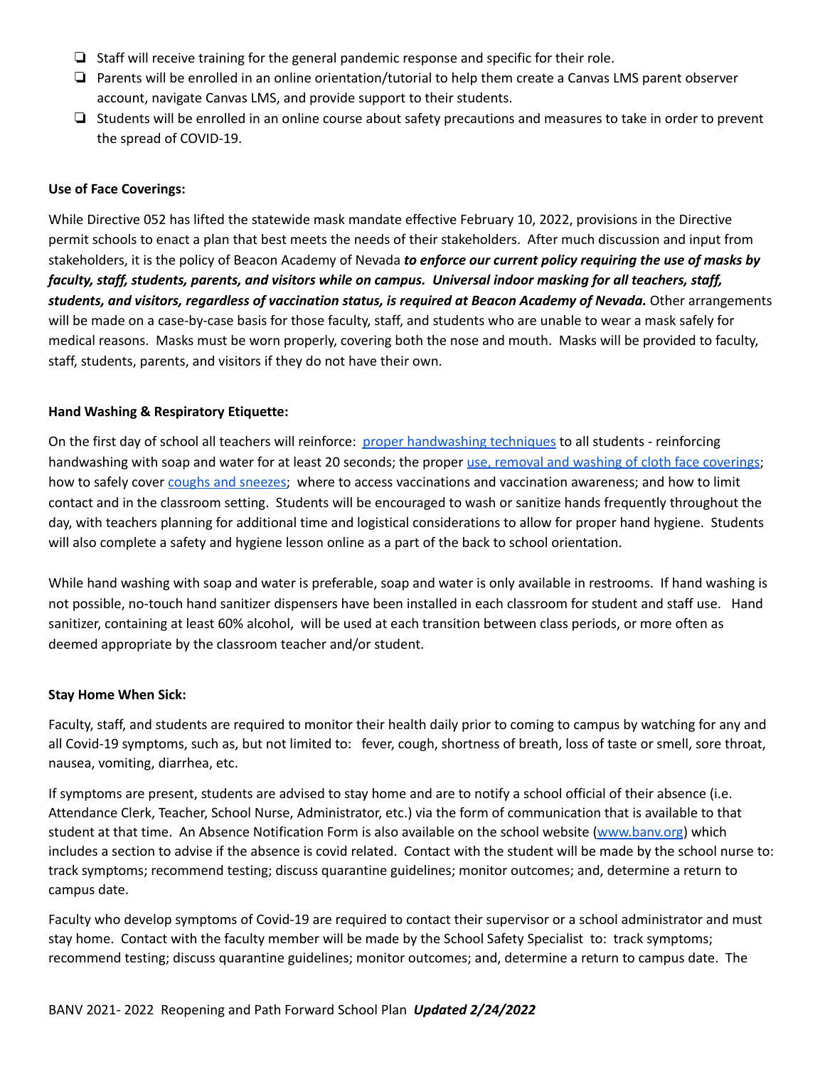- ❏ Staff will receive training for the general pandemic response and specific for their role.
- ❏ Parents will be enrolled in an online orientation/tutorial to help them create a Canvas LMS parent observer account, navigate Canvas LMS, and provide support to their students.
- ❏ Students will be enrolled in an online course about safety precautions and measures to take in order to prevent the spread of COVID-19.

**Use of Face Coverings:**

While Directive 052 has lifted the statewide mask mandate effective February 10, 2022, provisions in the Directive permit schools to enact a plan that best meets the needs of their stakeholders. After much discussion and input from stakeholders, it is the policy of Beacon Academy of Nevada ***to enforce our current policy requiring the use of masks by faculty, staff, students, parents, and visitors while on campus. Universal indoor masking for all teachers, staff, students, and visitors, regardless of vaccination status, is required at Beacon Academy of Nevada.*** Other arrangements will be made on a case-by-case basis for those faculty, staff, and students who are unable to wear a mask safely for medical reasons. Masks must be worn properly, covering both the nose and mouth. Masks will be provided to faculty, staff, students, parents, and visitors if they do not have their own.

**Hand Washing & Respiratory Etiquette:**

On the first day of school all teachers will reinforce: proper handwashing techniques to all students - reinforcing handwashing with soap and water for at least 20 seconds; the proper use, removal and washing of cloth face coverings; how to safely cover coughs and sneezes; where to access vaccinations and vaccination awareness; and how to limit contact and in the classroom setting. Students will be encouraged to wash or sanitize hands frequently throughout the day, with teachers planning for additional time and logistical considerations to allow for proper hand hygiene. Students will also complete a safety and hygiene lesson online as a part of the back to school orientation.

While hand washing with soap and water is preferable, soap and water is only available in restrooms. If hand washing is not possible, no-touch hand sanitizer dispensers have been installed in each classroom for student and staff use. Hand sanitizer, containing at least 60% alcohol, will be used at each transition between class periods, or more often as deemed appropriate by the classroom teacher and/or student.

**Stay Home When Sick:**

Faculty, staff, and students are required to monitor their health daily prior to coming to campus by watching for any and all Covid-19 symptoms, such as, but not limited to: fever, cough, shortness of breath, loss of taste or smell, sore throat, nausea, vomiting, diarrhea, etc.

If symptoms are present, students are advised to stay home and are to notify a school official of their absence (i.e. Attendance Clerk, Teacher, School Nurse, Administrator, etc.) via the form of communication that is available to that student at that time. An Absence Notification Form is also available on the school website (www.banv.org) which includes a section to advise if the absence is covid related. Contact with the student will be made by the school nurse to: track symptoms; recommend testing; discuss quarantine guidelines; monitor outcomes; and, determine a return to campus date.

Faculty who develop symptoms of Covid-19 are required to contact their supervisor or a school administrator and must stay home. Contact with the faculty member will be made by the School Safety Specialist to: track symptoms; recommend testing; discuss quarantine guidelines; monitor outcomes; and, determine a return to campus date. The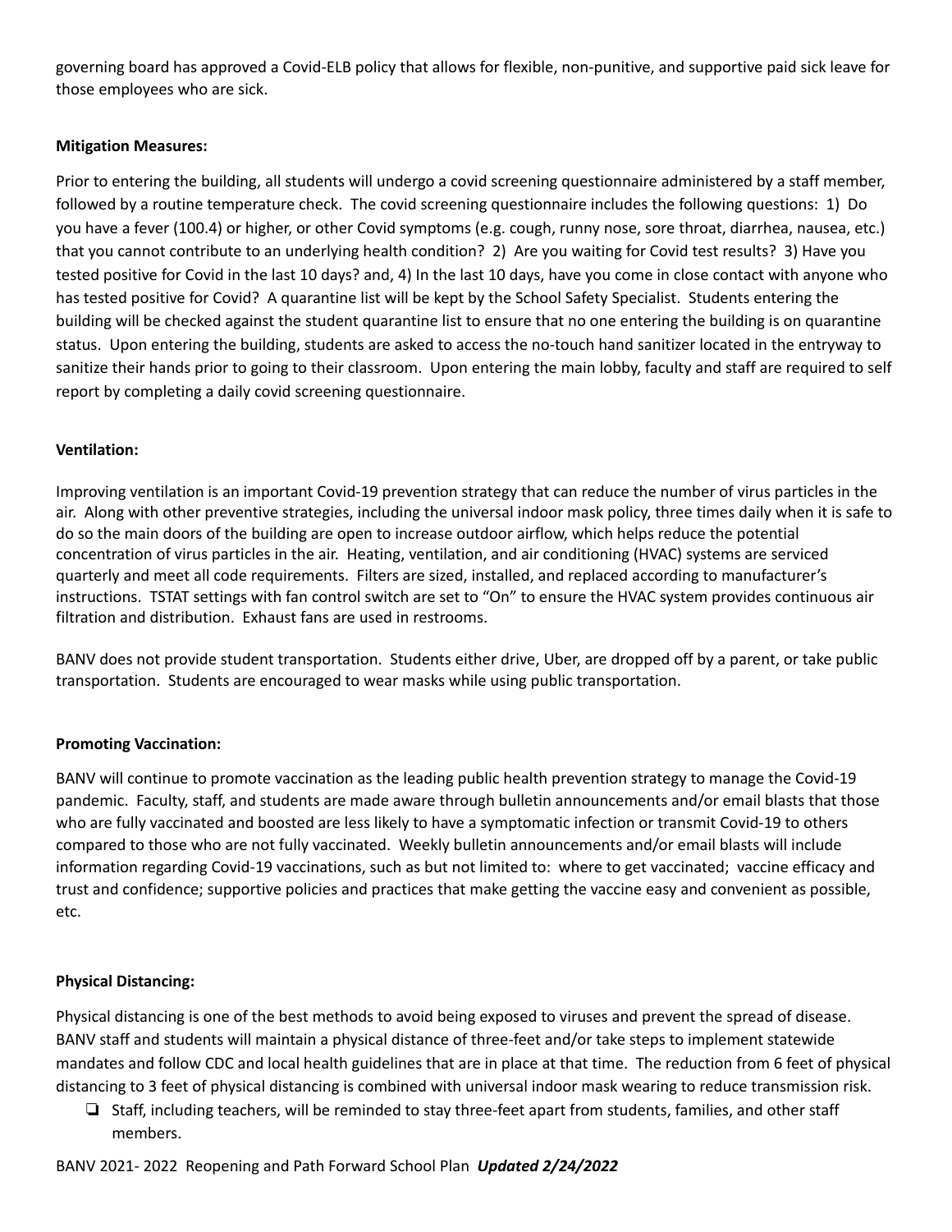governing board has approved a Covid-ELB policy that allows for flexible, non-punitive, and supportive paid sick leave for those employees who are sick.

**Mitigation Measures:**

Prior to entering the building, all students will undergo a covid screening questionnaire administered by a staff member, followed by a routine temperature check. The covid screening questionnaire includes the following questions: 1) Do you have a fever (100.4) or higher, or other Covid symptoms (e.g. cough, runny nose, sore throat, diarrhea, nausea, etc.) that you cannot contribute to an underlying health condition? 2) Are you waiting for Covid test results? 3) Have you tested positive for Covid in the last 10 days? and, 4) In the last 10 days, have you come in close contact with anyone who has tested positive for Covid? A quarantine list will be kept by the School Safety Specialist. Students entering the building will be checked against the student quarantine list to ensure that no one entering the building is on quarantine status. Upon entering the building, students are asked to access the no-touch hand sanitizer located in the entryway to sanitize their hands prior to going to their classroom. Upon entering the main lobby, faculty and staff are required to self report by completing a daily covid screening questionnaire.

**Ventilation:**

Improving ventilation is an important Covid-19 prevention strategy that can reduce the number of virus particles in the air. Along with other preventive strategies, including the universal indoor mask policy, three times daily when it is safe to do so the main doors of the building are open to increase outdoor airflow, which helps reduce the potential concentration of virus particles in the air. Heating, ventilation, and air conditioning (HVAC) systems are serviced quarterly and meet all code requirements. Filters are sized, installed, and replaced according to manufacturer's instructions. TSTAT settings with fan control switch are set to "On" to ensure the HVAC system provides continuous air filtration and distribution. Exhaust fans are used in restrooms.

BANV does not provide student transportation. Students either drive, Uber, are dropped off by a parent, or take public transportation. Students are encouraged to wear masks while using public transportation.

**Promoting Vaccination:**

BANV will continue to promote vaccination as the leading public health prevention strategy to manage the Covid-19 pandemic. Faculty, staff, and students are made aware through bulletin announcements and/or email blasts that those who are fully vaccinated and boosted are less likely to have a symptomatic infection or transmit Covid-19 to others compared to those who are not fully vaccinated. Weekly bulletin announcements and/or email blasts will include information regarding Covid-19 vaccinations, such as but not limited to: where to get vaccinated; vaccine efficacy and trust and confidence; supportive policies and practices that make getting the vaccine easy and convenient as possible, etc.

**Physical Distancing:**

Physical distancing is one of the best methods to avoid being exposed to viruses and prevent the spread of disease. BANV staff and students will maintain a physical distance of three-feet and/or take steps to implement statewide mandates and follow CDC and local health guidelines that are in place at that time. The reduction from 6 feet of physical distancing to 3 feet of physical distancing is combined with universal indoor mask wearing to reduce transmission risk.

- ❏ Staff, including teachers, will be reminded to stay three-feet apart from students, families, and other staff members.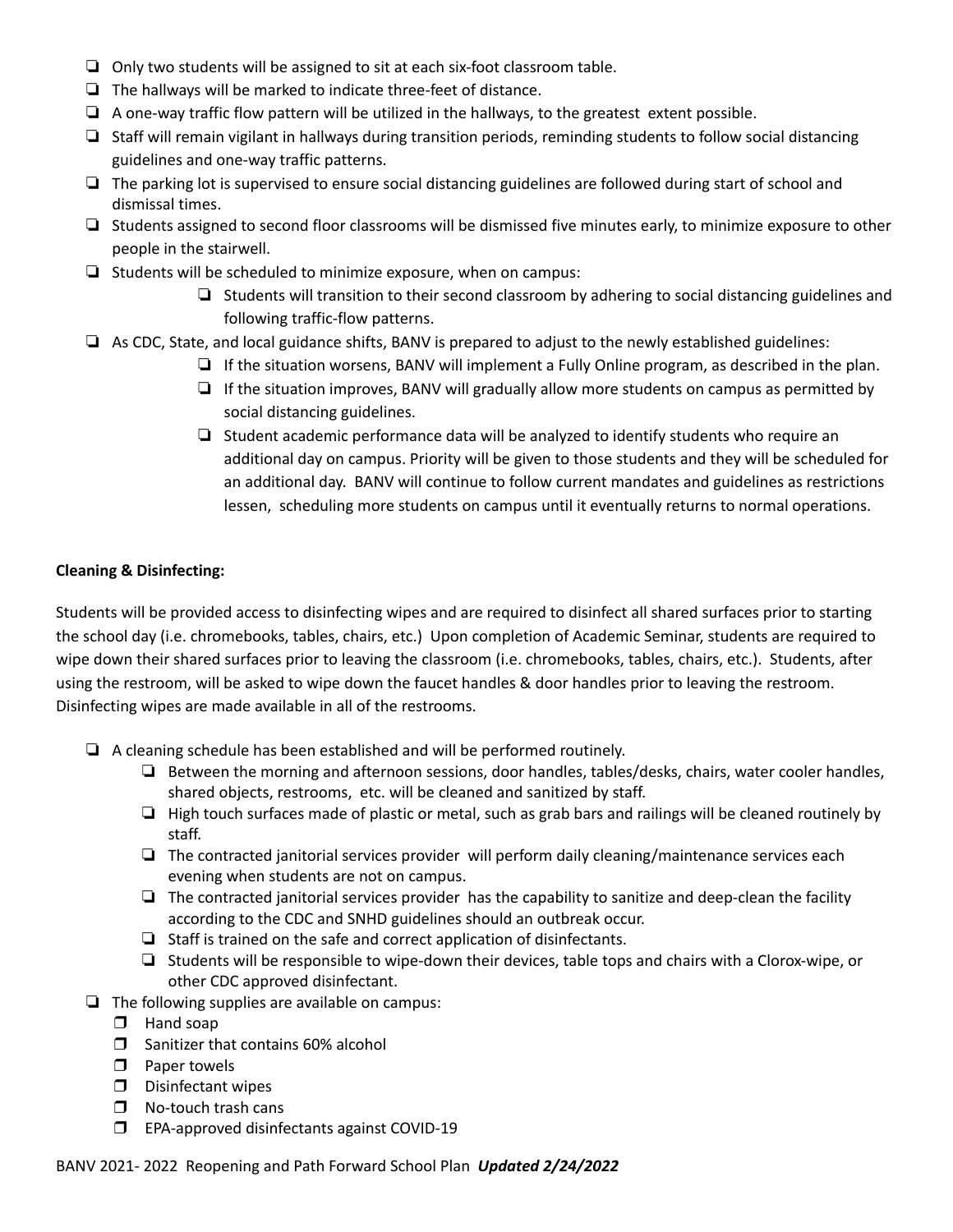- Only two students will be assigned to sit at each six-foot classroom table.
- The hallways will be marked to indicate three-feet of distance.
- A one-way traffic flow pattern will be utilized in the hallways, to the greatest extent possible.
- Staff will remain vigilant in hallways during transition periods, reminding students to follow social distancing guidelines and one-way traffic patterns.
- The parking lot is supervised to ensure social distancing guidelines are followed during start of school and dismissal times.
- Students assigned to second floor classrooms will be dismissed five minutes early, to minimize exposure to other people in the stairwell.
- Students will be scheduled to minimize exposure, when on campus:
    - Students will transition to their second classroom by adhering to social distancing guidelines and following traffic-flow patterns.
- As CDC, State, and local guidance shifts, BANV is prepared to adjust to the newly established guidelines:
    - If the situation worsens, BANV will implement a Fully Online program, as described in the plan.
    - If the situation improves, BANV will gradually allow more students on campus as permitted by social distancing guidelines.
    - Student academic performance data will be analyzed to identify students who require an additional day on campus. Priority will be given to those students and they will be scheduled for an additional day. BANV will continue to follow current mandates and guidelines as restrictions lessen, scheduling more students on campus until it eventually returns to normal operations.

**Cleaning & Disinfecting:**

Students will be provided access to disinfecting wipes and are required to disinfect all shared surfaces prior to starting the school day (i.e. chromebooks, tables, chairs, etc.) Upon completion of Academic Seminar, students are required to wipe down their shared surfaces prior to leaving the classroom (i.e. chromebooks, tables, chairs, etc.). Students, after using the restroom, will be asked to wipe down the faucet handles & door handles prior to leaving the restroom. Disinfecting wipes are made available in all of the restrooms.

- A cleaning schedule has been established and will be performed routinely.
    - Between the morning and afternoon sessions, door handles, tables/desks, chairs, water cooler handles, shared objects, restrooms, etc. will be cleaned and sanitized by staff.
    - High touch surfaces made of plastic or metal, such as grab bars and railings will be cleaned routinely by staff.
    - The contracted janitorial services provider will perform daily cleaning/maintenance services each evening when students are not on campus.
    - The contracted janitorial services provider has the capability to sanitize and deep-clean the facility according to the CDC and SNHD guidelines should an outbreak occur.
    - Staff is trained on the safe and correct application of disinfectants.
    - Students will be responsible to wipe-down their devices, table tops and chairs with a Clorox-wipe, or other CDC approved disinfectant.
- The following supplies are available on campus:
    - Hand soap
    - Sanitizer that contains 60% alcohol
    - Paper towels
    - Disinfectant wipes
    - No-touch trash cans
    - EPA-approved disinfectants against COVID-19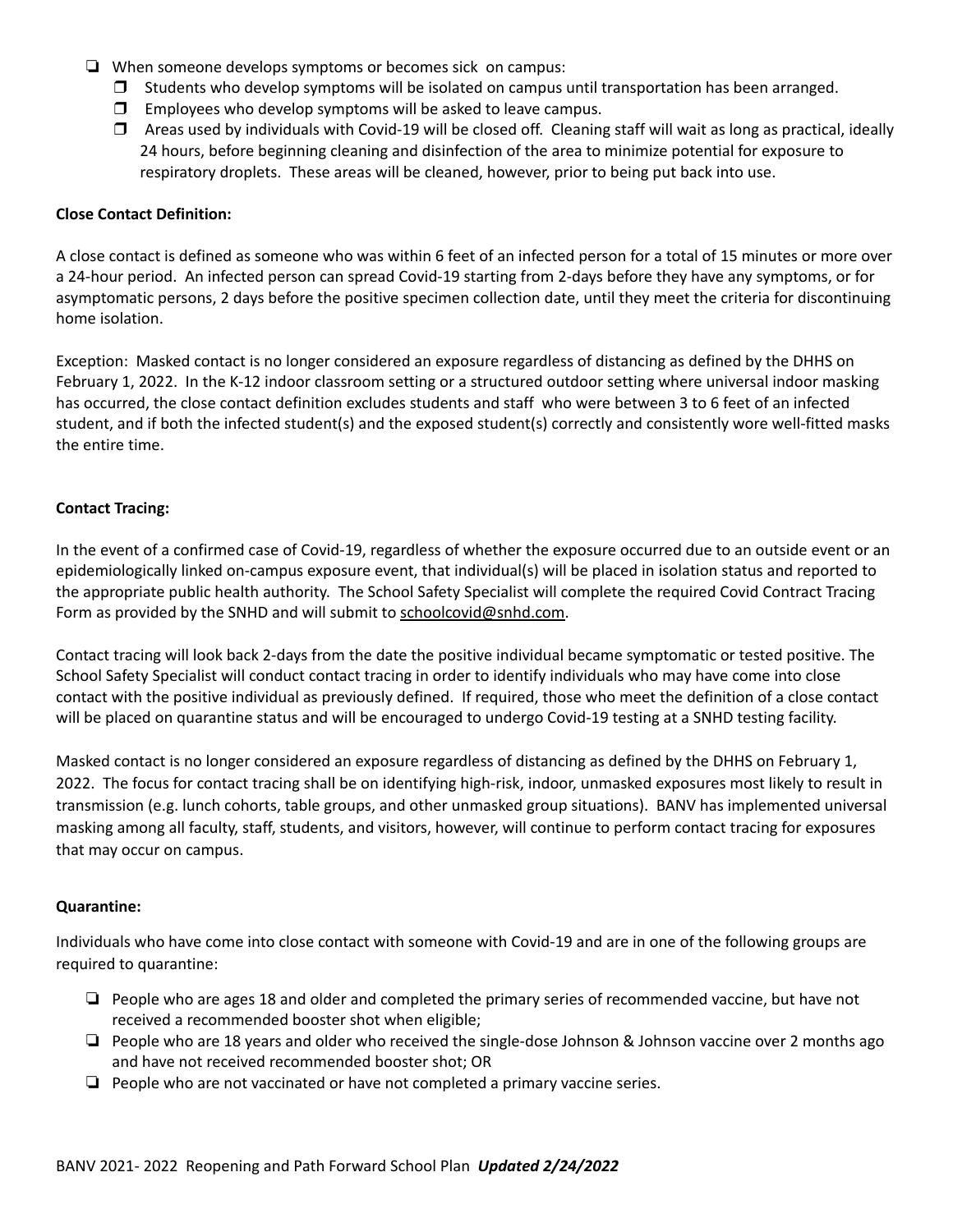- When someone develops symptoms or becomes sick on campus:
  - Students who develop symptoms will be isolated on campus until transportation has been arranged.
  - Employees who develop symptoms will be asked to leave campus.
  - Areas used by individuals with Covid-19 will be closed off. Cleaning staff will wait as long as practical, ideally 24 hours, before beginning cleaning and disinfection of the area to minimize potential for exposure to respiratory droplets. These areas will be cleaned, however, prior to being put back into use.

**Close Contact Definition:**

A close contact is defined as someone who was within 6 feet of an infected person for a total of 15 minutes or more over a 24-hour period. An infected person can spread Covid-19 starting from 2-days before they have any symptoms, or for asymptomatic persons, 2 days before the positive specimen collection date, until they meet the criteria for discontinuing home isolation.

Exception: Masked contact is no longer considered an exposure regardless of distancing as defined by the DHHS on February 1, 2022. In the K-12 indoor classroom setting or a structured outdoor setting where universal indoor masking has occurred, the close contact definition excludes students and staff who were between 3 to 6 feet of an infected student, and if both the infected student(s) and the exposed student(s) correctly and consistently wore well-fitted masks the entire time.

**Contact Tracing:**

In the event of a confirmed case of Covid-19, regardless of whether the exposure occurred due to an outside event or an epidemiologically linked on-campus exposure event, that individual(s) will be placed in isolation status and reported to the appropriate public health authority. The School Safety Specialist will complete the required Covid Contract Tracing Form as provided by the SNHD and will submit to schoolcovid@snhd.com.

Contact tracing will look back 2-days from the date the positive individual became symptomatic or tested positive. The School Safety Specialist will conduct contact tracing in order to identify individuals who may have come into close contact with the positive individual as previously defined. If required, those who meet the definition of a close contact will be placed on quarantine status and will be encouraged to undergo Covid-19 testing at a SNHD testing facility.

Masked contact is no longer considered an exposure regardless of distancing as defined by the DHHS on February 1, 2022. The focus for contact tracing shall be on identifying high-risk, indoor, unmasked exposures most likely to result in transmission (e.g. lunch cohorts, table groups, and other unmasked group situations). BANV has implemented universal masking among all faculty, staff, students, and visitors, however, will continue to perform contact tracing for exposures that may occur on campus.

**Quarantine:**

Individuals who have come into close contact with someone with Covid-19 and are in one of the following groups are required to quarantine:

- People who are ages 18 and older and completed the primary series of recommended vaccine, but have not received a recommended booster shot when eligible;
- People who are 18 years and older who received the single-dose Johnson & Johnson vaccine over 2 months ago and have not received recommended booster shot; OR
- People who are not vaccinated or have not completed a primary vaccine series.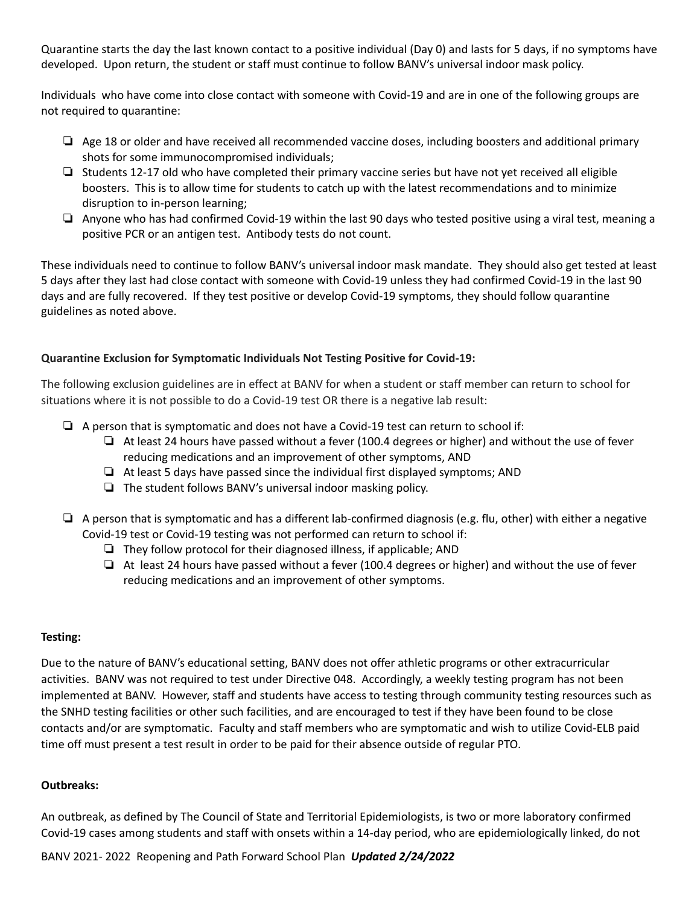Quarantine starts the day the last known contact to a positive individual (Day 0) and lasts for 5 days, if no symptoms have developed. Upon return, the student or staff must continue to follow BANV's universal indoor mask policy.

Individuals who have come into close contact with someone with Covid-19 and are in one of the following groups are not required to quarantine:

- Age 18 or older and have received all recommended vaccine doses, including boosters and additional primary shots for some immunocompromised individuals;
- Students 12-17 old who have completed their primary vaccine series but have not yet received all eligible boosters. This is to allow time for students to catch up with the latest recommendations and to minimize disruption to in-person learning;
- Anyone who has had confirmed Covid-19 within the last 90 days who tested positive using a viral test, meaning a positive PCR or an antigen test. Antibody tests do not count.

These individuals need to continue to follow BANV's universal indoor mask mandate. They should also get tested at least 5 days after they last had close contact with someone with Covid-19 unless they had confirmed Covid-19 in the last 90 days and are fully recovered. If they test positive or develop Covid-19 symptoms, they should follow quarantine guidelines as noted above.

**Quarantine Exclusion for Symptomatic Individuals Not Testing Positive for Covid-19:**

The following exclusion guidelines are in effect at BANV for when a student or staff member can return to school for situations where it is not possible to do a Covid-19 test OR there is a negative lab result:

- A person that is symptomatic and does not have a Covid-19 test can return to school if:
  - At least 24 hours have passed without a fever (100.4 degrees or higher) and without the use of fever reducing medications and an improvement of other symptoms, AND
  - At least 5 days have passed since the individual first displayed symptoms; AND
  - The student follows BANV's universal indoor masking policy.
- A person that is symptomatic and has a different lab-confirmed diagnosis (e.g. flu, other) with either a negative Covid-19 test or Covid-19 testing was not performed can return to school if:
  - They follow protocol for their diagnosed illness, if applicable; AND
  - At least 24 hours have passed without a fever (100.4 degrees or higher) and without the use of fever reducing medications and an improvement of other symptoms.

**Testing:**

Due to the nature of BANV's educational setting, BANV does not offer athletic programs or other extracurricular activities. BANV was not required to test under Directive 048. Accordingly, a weekly testing program has not been implemented at BANV. However, staff and students have access to testing through community testing resources such as the SNHD testing facilities or other such facilities, and are encouraged to test if they have been found to be close contacts and/or are symptomatic. Faculty and staff members who are symptomatic and wish to utilize Covid-ELB paid time off must present a test result in order to be paid for their absence outside of regular PTO.

**Outbreaks:**

An outbreak, as defined by The Council of State and Territorial Epidemiologists, is two or more laboratory confirmed Covid-19 cases among students and staff with onsets within a 14-day period, who are epidemiologically linked, do not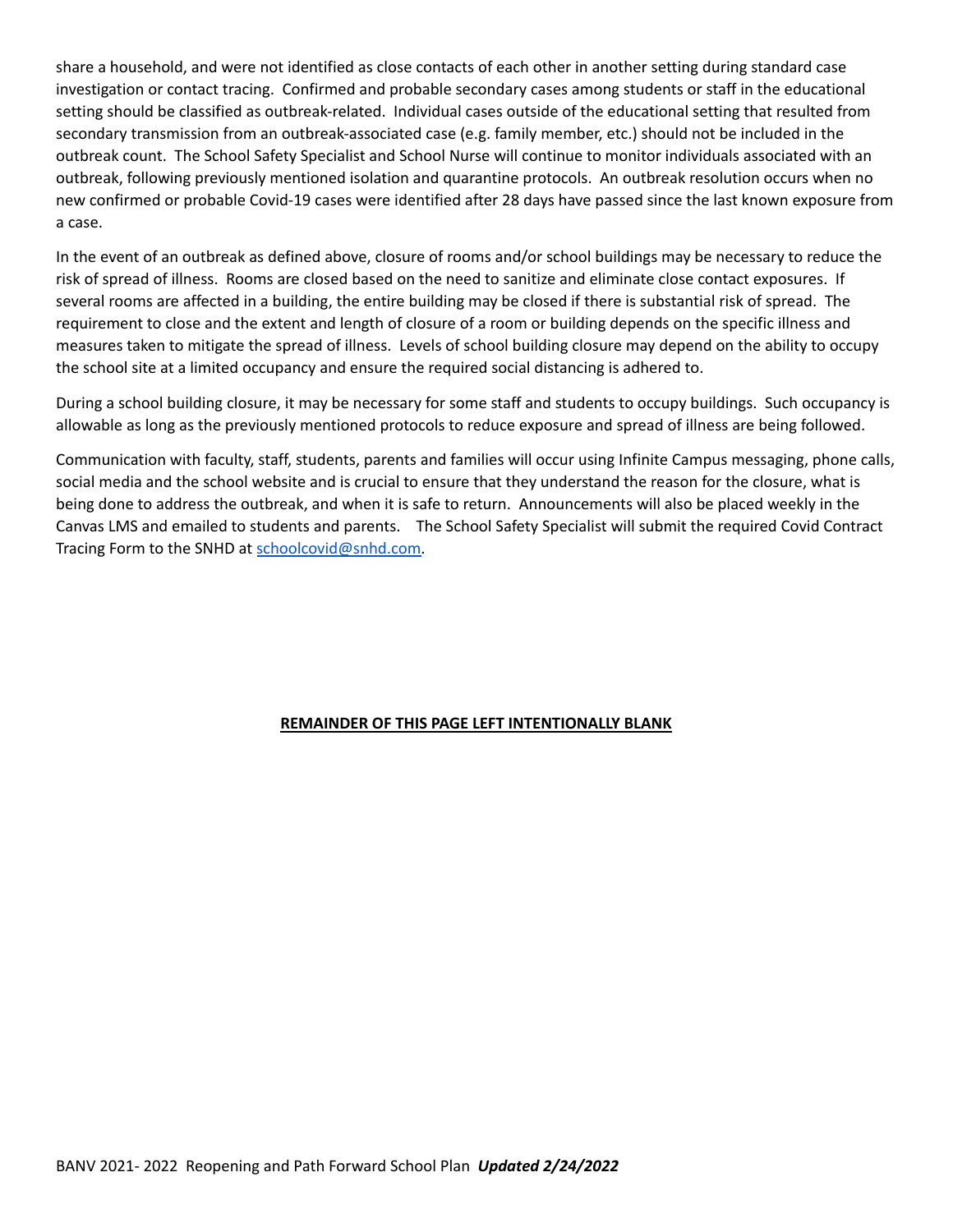share a household, and were not identified as close contacts of each other in another setting during standard case investigation or contact tracing. Confirmed and probable secondary cases among students or staff in the educational setting should be classified as outbreak-related. Individual cases outside of the educational setting that resulted from secondary transmission from an outbreak-associated case (e.g. family member, etc.) should not be included in the outbreak count. The School Safety Specialist and School Nurse will continue to monitor individuals associated with an outbreak, following previously mentioned isolation and quarantine protocols. An outbreak resolution occurs when no new confirmed or probable Covid-19 cases were identified after 28 days have passed since the last known exposure from a case.

In the event of an outbreak as defined above, closure of rooms and/or school buildings may be necessary to reduce the risk of spread of illness. Rooms are closed based on the need to sanitize and eliminate close contact exposures. If several rooms are affected in a building, the entire building may be closed if there is substantial risk of spread. The requirement to close and the extent and length of closure of a room or building depends on the specific illness and measures taken to mitigate the spread of illness. Levels of school building closure may depend on the ability to occupy the school site at a limited occupancy and ensure the required social distancing is adhered to.

During a school building closure, it may be necessary for some staff and students to occupy buildings. Such occupancy is allowable as long as the previously mentioned protocols to reduce exposure and spread of illness are being followed.

Communication with faculty, staff, students, parents and families will occur using Infinite Campus messaging, phone calls, social media and the school website and is crucial to ensure that they understand the reason for the closure, what is being done to address the outbreak, and when it is safe to return. Announcements will also be placed weekly in the Canvas LMS and emailed to students and parents. The School Safety Specialist will submit the required Covid Contract Tracing Form to the SNHD at schoolcovid@snhd.com.

**REMAINDER OF THIS PAGE LEFT INTENTIONALLY BLANK**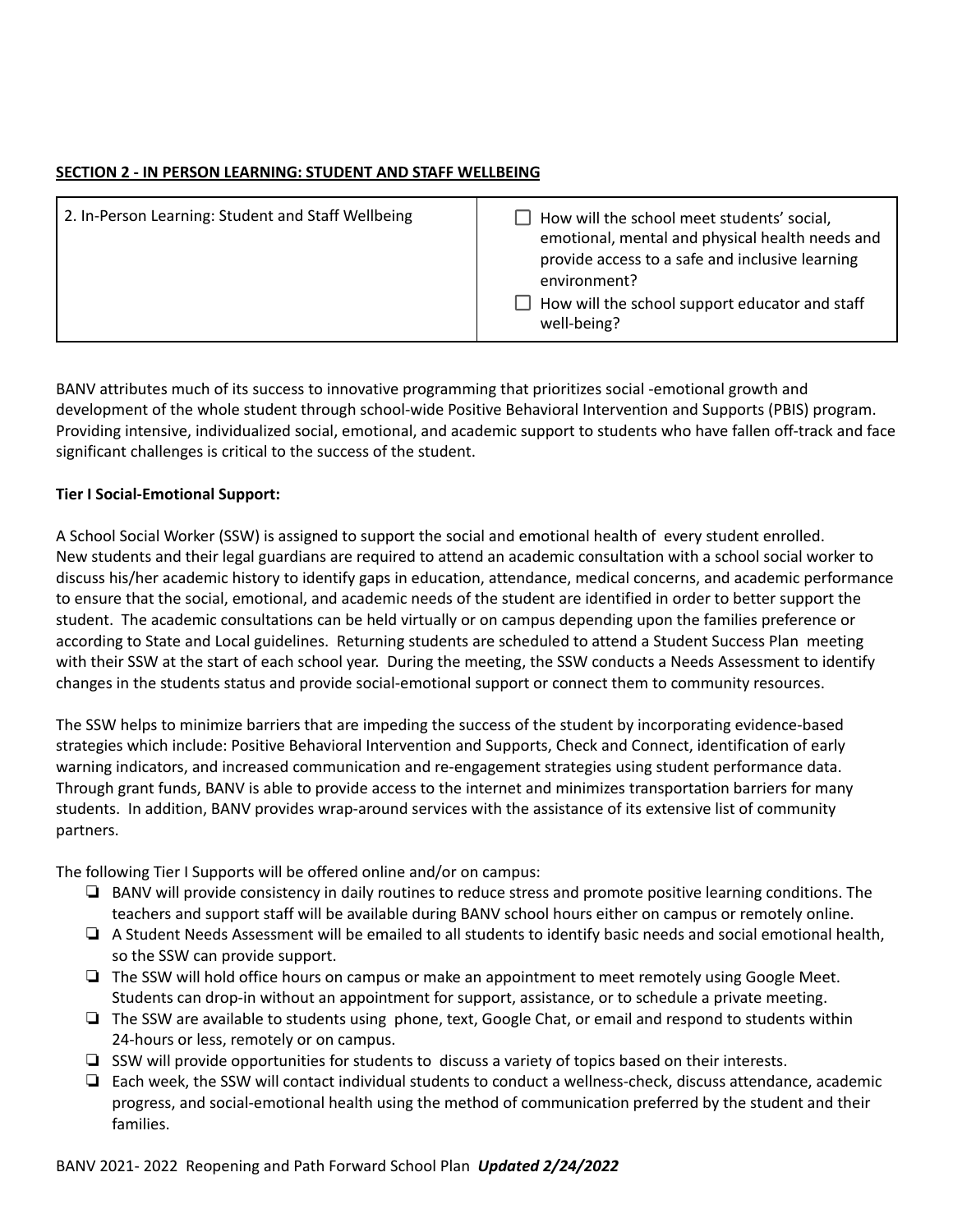**SECTION 2 - IN PERSON LEARNING: STUDENT AND STAFF WELLBEING**

| 2. In-Person Learning: Student and Staff Wellbeing | ☐ How will the school meet students' social, emotional, mental and physical health needs and provide access to a safe and inclusive learning environment?<br>☐ How will the school support educator and staff well-being? |
|---|---|

BANV attributes much of its success to innovative programming that prioritizes social -emotional growth and development of the whole student through school-wide Positive Behavioral Intervention and Supports (PBIS) program. Providing intensive, individualized social, emotional, and academic support to students who have fallen off-track and face significant challenges is critical to the success of the student.

**Tier I Social-Emotional Support:**

A School Social Worker (SSW) is assigned to support the social and emotional health of every student enrolled. New students and their legal guardians are required to attend an academic consultation with a school social worker to discuss his/her academic history to identify gaps in education, attendance, medical concerns, and academic performance to ensure that the social, emotional, and academic needs of the student are identified in order to better support the student. The academic consultations can be held virtually or on campus depending upon the families preference or according to State and Local guidelines. Returning students are scheduled to attend a Student Success Plan meeting with their SSW at the start of each school year. During the meeting, the SSW conducts a Needs Assessment to identify changes in the students status and provide social-emotional support or connect them to community resources.

The SSW helps to minimize barriers that are impeding the success of the student by incorporating evidence-based strategies which include: Positive Behavioral Intervention and Supports, Check and Connect, identification of early warning indicators, and increased communication and re-engagement strategies using student performance data. Through grant funds, BANV is able to provide access to the internet and minimizes transportation barriers for many students. In addition, BANV provides wrap-around services with the assistance of its extensive list of community partners.

The following Tier I Supports will be offered online and/or on campus:

- ❏ BANV will provide consistency in daily routines to reduce stress and promote positive learning conditions. The teachers and support staff will be available during BANV school hours either on campus or remotely online.
- ❏ A Student Needs Assessment will be emailed to all students to identify basic needs and social emotional health, so the SSW can provide support.
- ❏ The SSW will hold office hours on campus or make an appointment to meet remotely using Google Meet. Students can drop-in without an appointment for support, assistance, or to schedule a private meeting.
- ❏ The SSW are available to students using phone, text, Google Chat, or email and respond to students within 24-hours or less, remotely or on campus.
- ❏ SSW will provide opportunities for students to discuss a variety of topics based on their interests.
- ❏ Each week, the SSW will contact individual students to conduct a wellness-check, discuss attendance, academic progress, and social-emotional health using the method of communication preferred by the student and their families.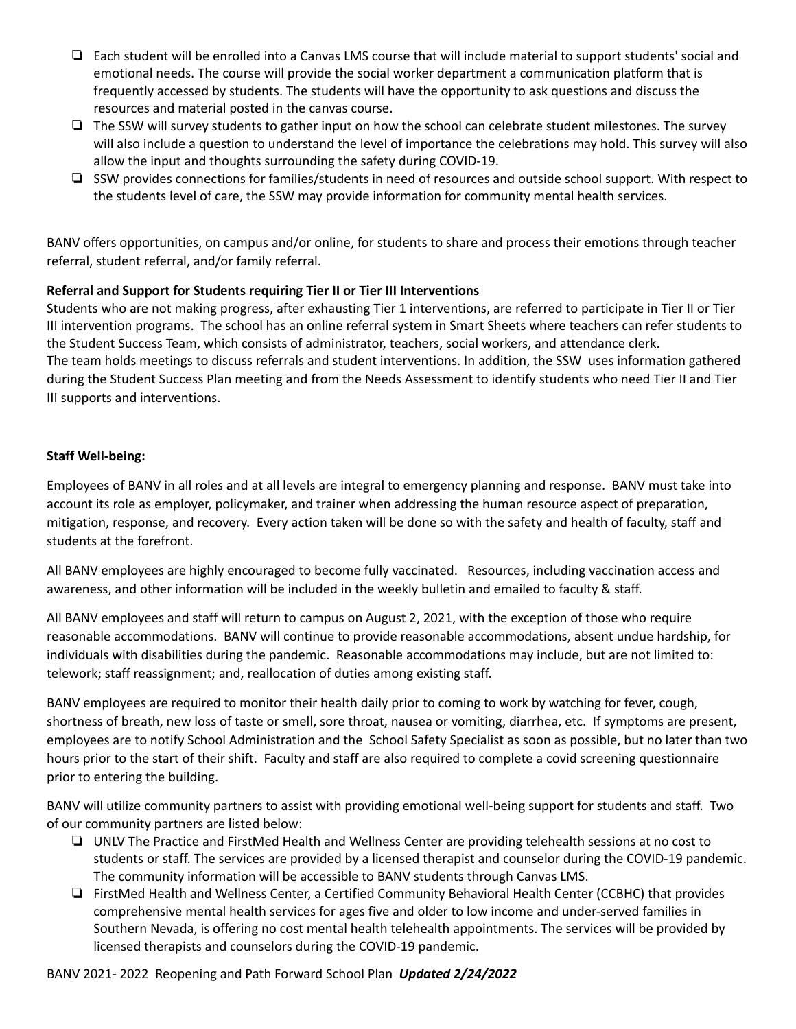- Each student will be enrolled into a Canvas LMS course that will include material to support students' social and emotional needs. The course will provide the social worker department a communication platform that is frequently accessed by students. The students will have the opportunity to ask questions and discuss the resources and material posted in the canvas course.
- The SSW will survey students to gather input on how the school can celebrate student milestones. The survey will also include a question to understand the level of importance the celebrations may hold. This survey will also allow the input and thoughts surrounding the safety during COVID-19.
- SSW provides connections for families/students in need of resources and outside school support. With respect to the students level of care, the SSW may provide information for community mental health services.

BANV offers opportunities, on campus and/or online, for students to share and process their emotions through teacher referral, student referral, and/or family referral.

**Referral and Support for Students requiring Tier II or Tier III Interventions**

Students who are not making progress, after exhausting Tier 1 interventions, are referred to participate in Tier II or Tier III intervention programs. The school has an online referral system in Smart Sheets where teachers can refer students to the Student Success Team, which consists of administrator, teachers, social workers, and attendance clerk.
The team holds meetings to discuss referrals and student interventions. In addition, the SSW uses information gathered during the Student Success Plan meeting and from the Needs Assessment to identify students who need Tier II and Tier III supports and interventions.

**Staff Well-being:**

Employees of BANV in all roles and at all levels are integral to emergency planning and response. BANV must take into account its role as employer, policymaker, and trainer when addressing the human resource aspect of preparation, mitigation, response, and recovery. Every action taken will be done so with the safety and health of faculty, staff and students at the forefront.

All BANV employees are highly encouraged to become fully vaccinated. Resources, including vaccination access and awareness, and other information will be included in the weekly bulletin and emailed to faculty & staff.

All BANV employees and staff will return to campus on August 2, 2021, with the exception of those who require reasonable accommodations. BANV will continue to provide reasonable accommodations, absent undue hardship, for individuals with disabilities during the pandemic. Reasonable accommodations may include, but are not limited to: telework; staff reassignment; and, reallocation of duties among existing staff.

BANV employees are required to monitor their health daily prior to coming to work by watching for fever, cough, shortness of breath, new loss of taste or smell, sore throat, nausea or vomiting, diarrhea, etc. If symptoms are present, employees are to notify School Administration and the School Safety Specialist as soon as possible, but no later than two hours prior to the start of their shift. Faculty and staff are also required to complete a covid screening questionnaire prior to entering the building.

BANV will utilize community partners to assist with providing emotional well-being support for students and staff. Two of our community partners are listed below:

- UNLV The Practice and FirstMed Health and Wellness Center are providing telehealth sessions at no cost to students or staff. The services are provided by a licensed therapist and counselor during the COVID-19 pandemic. The community information will be accessible to BANV students through Canvas LMS.
- FirstMed Health and Wellness Center, a Certified Community Behavioral Health Center (CCBHC) that provides comprehensive mental health services for ages five and older to low income and under-served families in Southern Nevada, is offering no cost mental health telehealth appointments. The services will be provided by licensed therapists and counselors during the COVID-19 pandemic.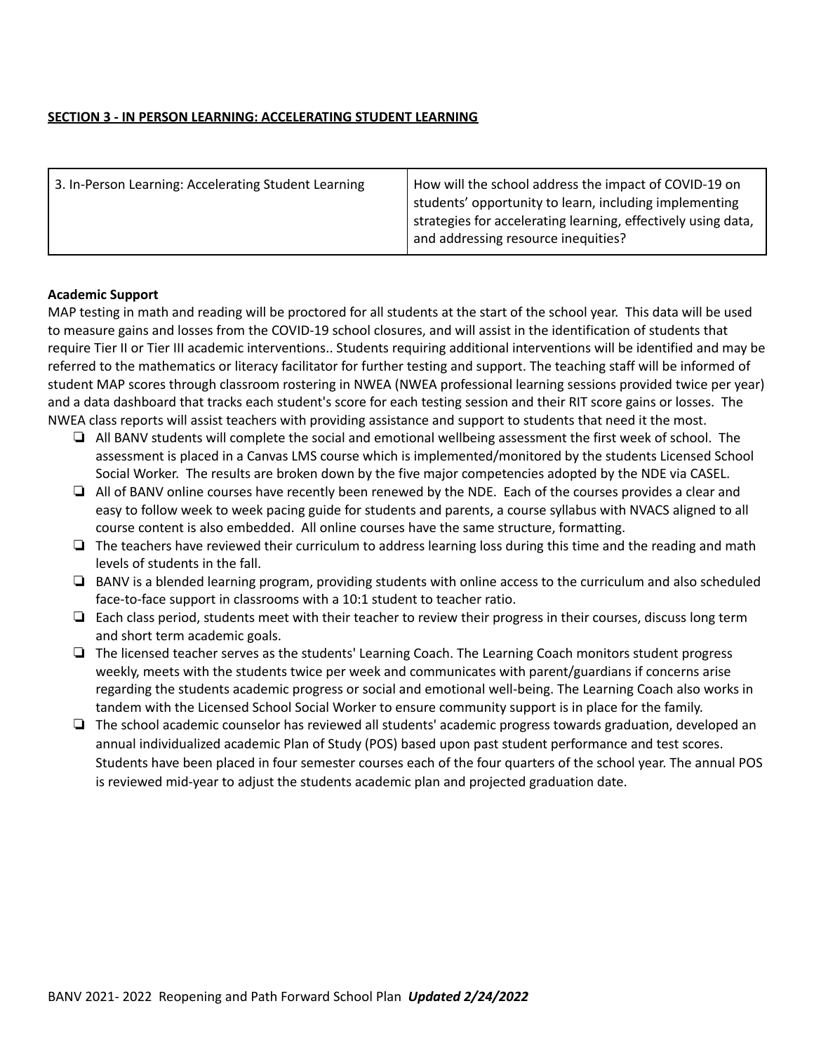**SECTION 3 - IN PERSON LEARNING: ACCELERATING STUDENT LEARNING**

| 3. In-Person Learning: Accelerating Student Learning | How will the school address the impact of COVID-19 on students' opportunity to learn, including implementing strategies for accelerating learning, effectively using data, and addressing resource inequities? |
| --- | --- |

**Academic Support**

MAP testing in math and reading will be proctored for all students at the start of the school year. This data will be used to measure gains and losses from the COVID-19 school closures, and will assist in the identification of students that require Tier II or Tier III academic interventions.. Students requiring additional interventions will be identified and may be referred to the mathematics or literacy facilitator for further testing and support. The teaching staff will be informed of student MAP scores through classroom rostering in NWEA (NWEA professional learning sessions provided twice per year) and a data dashboard that tracks each student's score for each testing session and their RIT score gains or losses. The NWEA class reports will assist teachers with providing assistance and support to students that need it the most.

- All BANV students will complete the social and emotional wellbeing assessment the first week of school. The assessment is placed in a Canvas LMS course which is implemented/monitored by the students Licensed School Social Worker. The results are broken down by the five major competencies adopted by the NDE via CASEL.
- All of BANV online courses have recently been renewed by the NDE. Each of the courses provides a clear and easy to follow week to week pacing guide for students and parents, a course syllabus with NVACS aligned to all course content is also embedded. All online courses have the same structure, formatting.
- The teachers have reviewed their curriculum to address learning loss during this time and the reading and math levels of students in the fall.
- BANV is a blended learning program, providing students with online access to the curriculum and also scheduled face-to-face support in classrooms with a 10:1 student to teacher ratio.
- Each class period, students meet with their teacher to review their progress in their courses, discuss long term and short term academic goals.
- The licensed teacher serves as the students' Learning Coach. The Learning Coach monitors student progress weekly, meets with the students twice per week and communicates with parent/guardians if concerns arise regarding the students academic progress or social and emotional well-being. The Learning Coach also works in tandem with the Licensed School Social Worker to ensure community support is in place for the family.
- The school academic counselor has reviewed all students' academic progress towards graduation, developed an annual individualized academic Plan of Study (POS) based upon past student performance and test scores. Students have been placed in four semester courses each of the four quarters of the school year. The annual POS is reviewed mid-year to adjust the students academic plan and projected graduation date.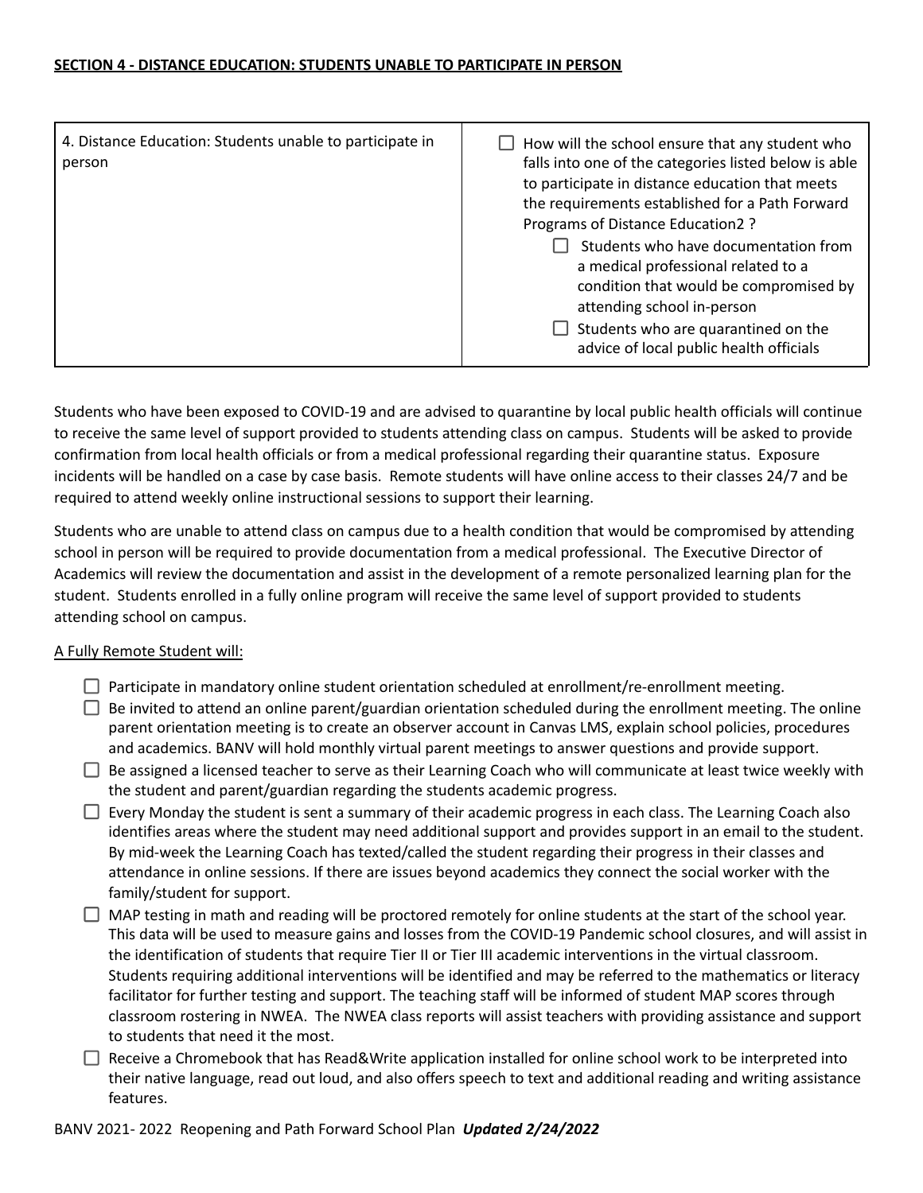**SECTION 4 - DISTANCE EDUCATION: STUDENTS UNABLE TO PARTICIPATE IN PERSON**

| 4. Distance Education: Students unable to participate in person | ☐ How will the school ensure that any student who falls into one of the categories listed below is able to participate in distance education that meets the requirements established for a Path Forward Programs of Distance Education2 ?<br>☐ Students who have documentation from a medical professional related to a condition that would be compromised by attending school in-person<br>☐ Students who are quarantined on the advice of local public health officials |
|---|---|

Students who have been exposed to COVID-19 and are advised to quarantine by local public health officials will continue to receive the same level of support provided to students attending class on campus. Students will be asked to provide confirmation from local health officials or from a medical professional regarding their quarantine status. Exposure incidents will be handled on a case by case basis. Remote students will have online access to their classes 24/7 and be required to attend weekly online instructional sessions to support their learning.

Students who are unable to attend class on campus due to a health condition that would be compromised by attending school in person will be required to provide documentation from a medical professional. The Executive Director of Academics will review the documentation and assist in the development of a remote personalized learning plan for the student. Students enrolled in a fully online program will receive the same level of support provided to students attending school on campus.

A Fully Remote Student will:

- ☐ Participate in mandatory online student orientation scheduled at enrollment/re-enrollment meeting.
- ☐ Be invited to attend an online parent/guardian orientation scheduled during the enrollment meeting. The online parent orientation meeting is to create an observer account in Canvas LMS, explain school policies, procedures and academics. BANV will hold monthly virtual parent meetings to answer questions and provide support.
- ☐ Be assigned a licensed teacher to serve as their Learning Coach who will communicate at least twice weekly with the student and parent/guardian regarding the students academic progress.
- ☐ Every Monday the student is sent a summary of their academic progress in each class. The Learning Coach also identifies areas where the student may need additional support and provides support in an email to the student. By mid-week the Learning Coach has texted/called the student regarding their progress in their classes and attendance in online sessions. If there are issues beyond academics they connect the social worker with the family/student for support.
- ☐ MAP testing in math and reading will be proctored remotely for online students at the start of the school year. This data will be used to measure gains and losses from the COVID-19 Pandemic school closures, and will assist in the identification of students that require Tier II or Tier III academic interventions in the virtual classroom. Students requiring additional interventions will be identified and may be referred to the mathematics or literacy facilitator for further testing and support. The teaching staff will be informed of student MAP scores through classroom rostering in NWEA. The NWEA class reports will assist teachers with providing assistance and support to students that need it the most.
- ☐ Receive a Chromebook that has Read&Write application installed for online school work to be interpreted into their native language, read out loud, and also offers speech to text and additional reading and writing assistance features.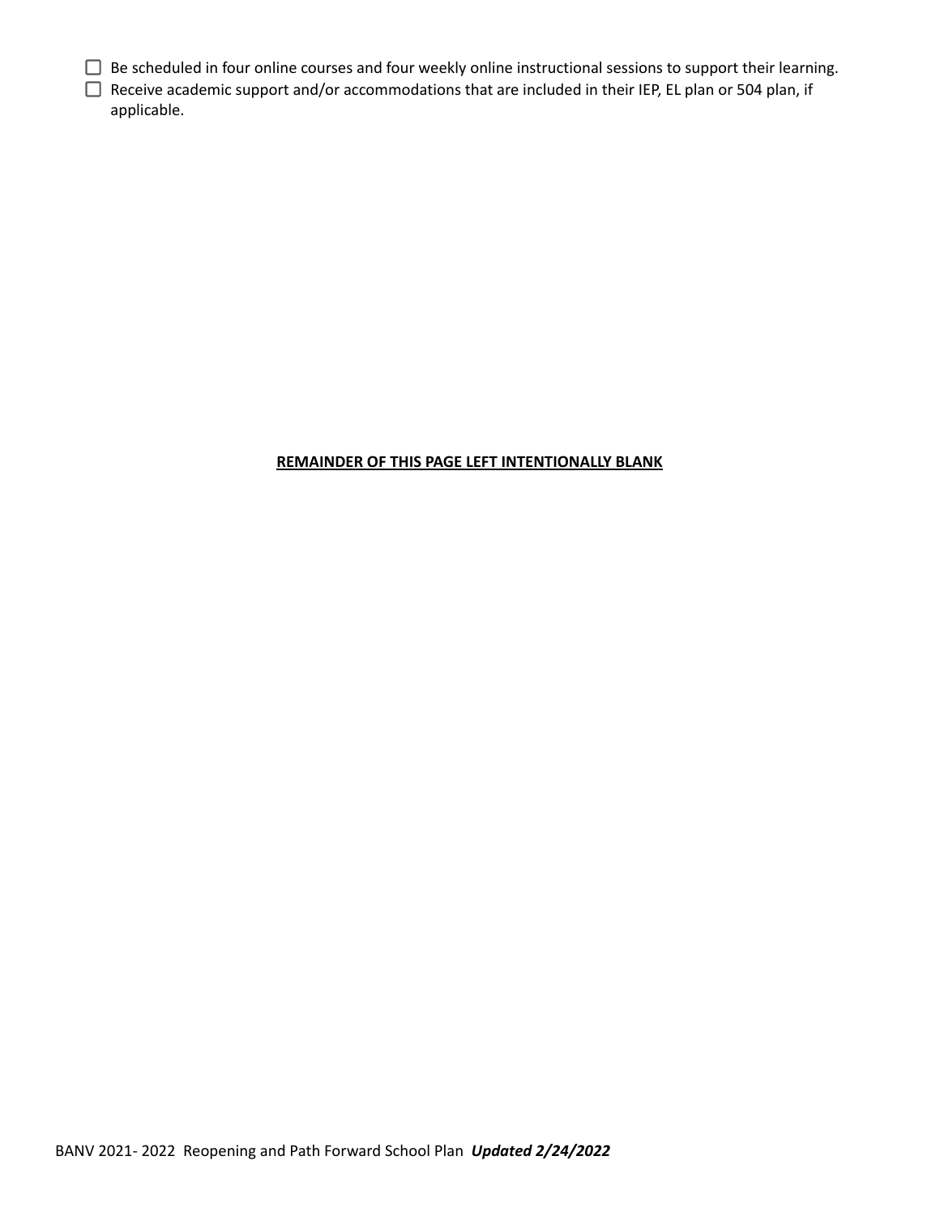- [ ] Be scheduled in four online courses and four weekly online instructional sessions to support their learning.
- [ ] Receive academic support and/or accommodations that are included in their IEP, EL plan or 504 plan, if applicable.

**REMAINDER OF THIS PAGE LEFT INTENTIONALLY BLANK**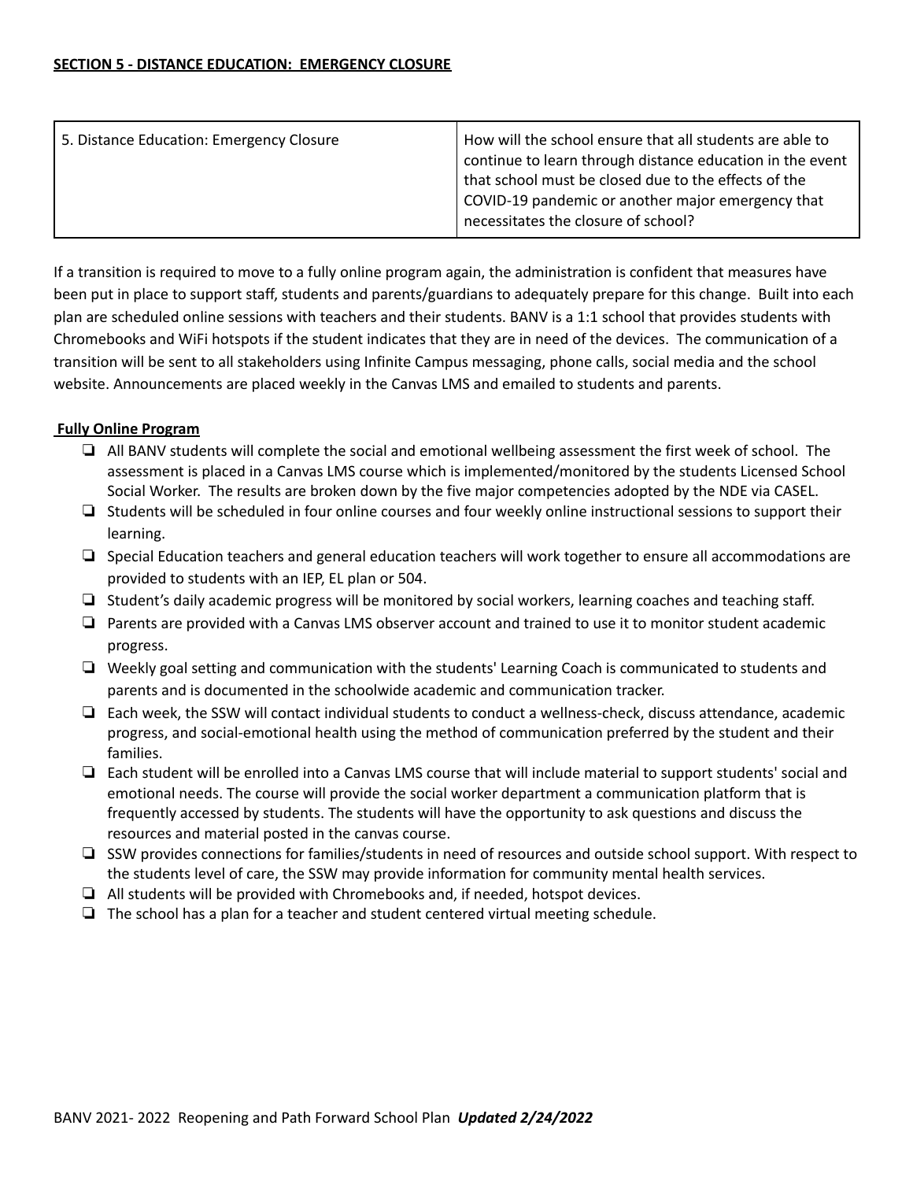**SECTION 5 - DISTANCE EDUCATION: EMERGENCY CLOSURE**

| 5. Distance Education: Emergency Closure | How will the school ensure that all students are able to continue to learn through distance education in the event that school must be closed due to the effects of the COVID-19 pandemic or another major emergency that necessitates the closure of school? |
|---|---|

If a transition is required to move to a fully online program again, the administration is confident that measures have been put in place to support staff, students and parents/guardians to adequately prepare for this change. Built into each plan are scheduled online sessions with teachers and their students. BANV is a 1:1 school that provides students with Chromebooks and WiFi hotspots if the student indicates that they are in need of the devices. The communication of a transition will be sent to all stakeholders using Infinite Campus messaging, phone calls, social media and the school website. Announcements are placed weekly in the Canvas LMS and emailed to students and parents.

**Fully Online Program**

- All BANV students will complete the social and emotional wellbeing assessment the first week of school. The assessment is placed in a Canvas LMS course which is implemented/monitored by the students Licensed School Social Worker. The results are broken down by the five major competencies adopted by the NDE via CASEL.
- Students will be scheduled in four online courses and four weekly online instructional sessions to support their learning.
- Special Education teachers and general education teachers will work together to ensure all accommodations are provided to students with an IEP, EL plan or 504.
- Student's daily academic progress will be monitored by social workers, learning coaches and teaching staff.
- Parents are provided with a Canvas LMS observer account and trained to use it to monitor student academic progress.
- Weekly goal setting and communication with the students' Learning Coach is communicated to students and parents and is documented in the schoolwide academic and communication tracker.
- Each week, the SSW will contact individual students to conduct a wellness-check, discuss attendance, academic progress, and social-emotional health using the method of communication preferred by the student and their families.
- Each student will be enrolled into a Canvas LMS course that will include material to support students' social and emotional needs. The course will provide the social worker department a communication platform that is frequently accessed by students. The students will have the opportunity to ask questions and discuss the resources and material posted in the canvas course.
- SSW provides connections for families/students in need of resources and outside school support. With respect to the students level of care, the SSW may provide information for community mental health services.
- All students will be provided with Chromebooks and, if needed, hotspot devices.
- The school has a plan for a teacher and student centered virtual meeting schedule.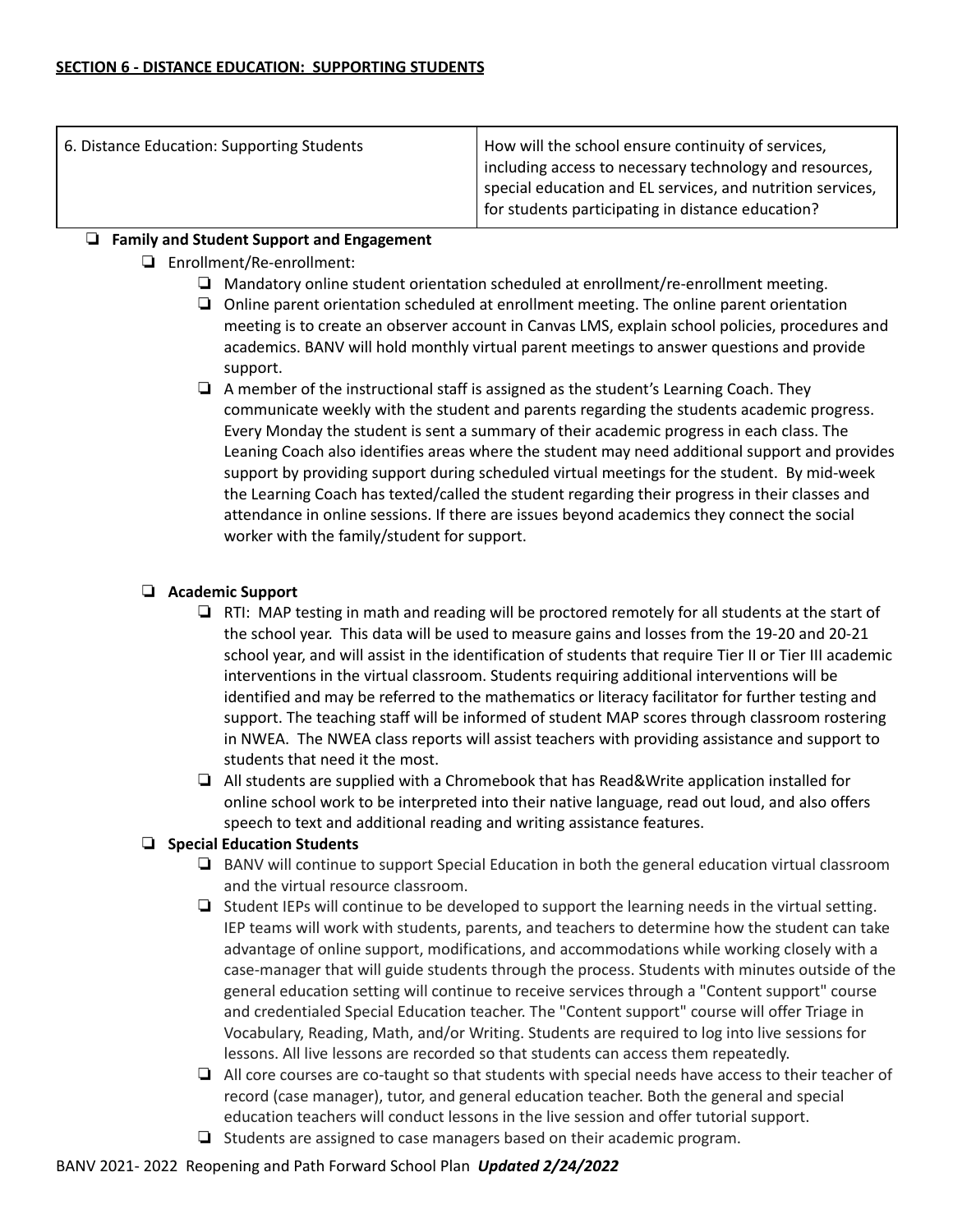**SECTION 6 - DISTANCE EDUCATION: SUPPORTING STUDENTS**

| 6. Distance Education: Supporting Students | How will the school ensure continuity of services, including access to necessary technology and resources, special education and EL services, and nutrition services, for students participating in distance education? |
|---|---|

- **Family and Student Support and Engagement**
  - Enrollment/Re-enrollment:
    - Mandatory online student orientation scheduled at enrollment/re-enrollment meeting.
    - Online parent orientation scheduled at enrollment meeting. The online parent orientation meeting is to create an observer account in Canvas LMS, explain school policies, procedures and academics. BANV will hold monthly virtual parent meetings to answer questions and provide support.
    - A member of the instructional staff is assigned as the student's Learning Coach. They communicate weekly with the student and parents regarding the students academic progress. Every Monday the student is sent a summary of their academic progress in each class. The Leaning Coach also identifies areas where the student may need additional support and provides support by providing support during scheduled virtual meetings for the student. By mid-week the Learning Coach has texted/called the student regarding their progress in their classes and attendance in online sessions. If there are issues beyond academics they connect the social worker with the family/student for support.

- **Academic Support**
  - RTI: MAP testing in math and reading will be proctored remotely for all students at the start of the school year. This data will be used to measure gains and losses from the 19-20 and 20-21 school year, and will assist in the identification of students that require Tier II or Tier III academic interventions in the virtual classroom. Students requiring additional interventions will be identified and may be referred to the mathematics or literacy facilitator for further testing and support. The teaching staff will be informed of student MAP scores through classroom rostering in NWEA. The NWEA class reports will assist teachers with providing assistance and support to students that need it the most.
  - All students are supplied with a Chromebook that has Read&Write application installed for online school work to be interpreted into their native language, read out loud, and also offers speech to text and additional reading and writing assistance features.
- **Special Education Students**
  - BANV will continue to support Special Education in both the general education virtual classroom and the virtual resource classroom.
  - Student IEPs will continue to be developed to support the learning needs in the virtual setting. IEP teams will work with students, parents, and teachers to determine how the student can take advantage of online support, modifications, and accommodations while working closely with a case-manager that will guide students through the process. Students with minutes outside of the general education setting will continue to receive services through a "Content support" course and credentialed Special Education teacher. The "Content support" course will offer Triage in Vocabulary, Reading, Math, and/or Writing. Students are required to log into live sessions for lessons. All live lessons are recorded so that students can access them repeatedly.
  - All core courses are co-taught so that students with special needs have access to their teacher of record (case manager), tutor, and general education teacher. Both the general and special education teachers will conduct lessons in the live session and offer tutorial support.
  - Students are assigned to case managers based on their academic program.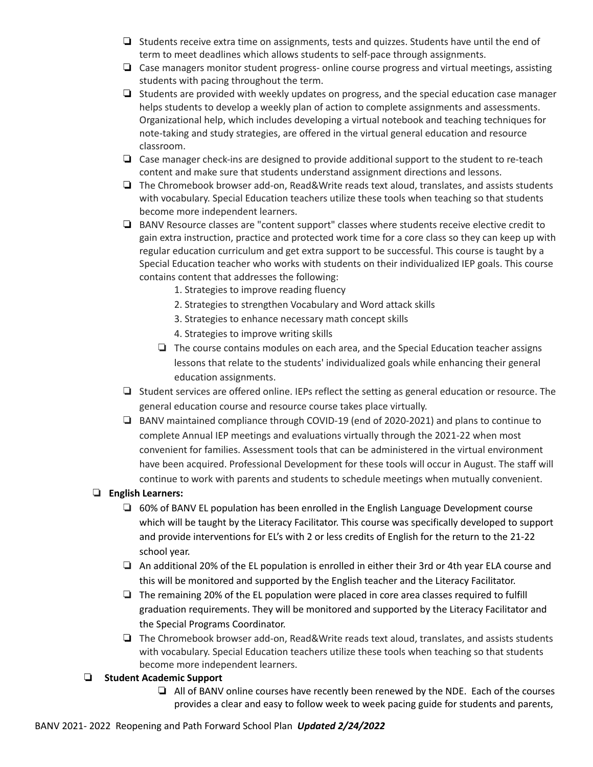- Students receive extra time on assignments, tests and quizzes. Students have until the end of term to meet deadlines which allows students to self-pace through assignments.
- Case managers monitor student progress- online course progress and virtual meetings, assisting students with pacing throughout the term.
- Students are provided with weekly updates on progress, and the special education case manager helps students to develop a weekly plan of action to complete assignments and assessments. Organizational help, which includes developing a virtual notebook and teaching techniques for note-taking and study strategies, are offered in the virtual general education and resource classroom.
- Case manager check-ins are designed to provide additional support to the student to re-teach content and make sure that students understand assignment directions and lessons.
- The Chromebook browser add-on, Read&Write reads text aloud, translates, and assists students with vocabulary. Special Education teachers utilize these tools when teaching so that students become more independent learners.
- BANV Resource classes are "content support" classes where students receive elective credit to gain extra instruction, practice and protected work time for a core class so they can keep up with regular education curriculum and get extra support to be successful. This course is taught by a Special Education teacher who works with students on their individualized IEP goals. This course contains content that addresses the following:
  1. Strategies to improve reading fluency
  2. Strategies to strengthen Vocabulary and Word attack skills
  3. Strategies to enhance necessary math concept skills
  4. Strategies to improve writing skills
  - The course contains modules on each area, and the Special Education teacher assigns lessons that relate to the students' individualized goals while enhancing their general education assignments.
- Student services are offered online. IEPs reflect the setting as general education or resource. The general education course and resource course takes place virtually.
- BANV maintained compliance through COVID-19 (end of 2020-2021) and plans to continue to complete Annual IEP meetings and evaluations virtually through the 2021-22 when most convenient for families. Assessment tools that can be administered in the virtual environment have been acquired. Professional Development for these tools will occur in August. The staff will continue to work with parents and students to schedule meetings when mutually convenient.

- **English Learners:**
  - 60% of BANV EL population has been enrolled in the English Language Development course which will be taught by the Literacy Facilitator. This course was specifically developed to support and provide interventions for EL's with 2 or less credits of English for the return to the 21-22 school year.
  - An additional 20% of the EL population is enrolled in either their 3rd or 4th year ELA course and this will be monitored and supported by the English teacher and the Literacy Facilitator.
  - The remaining 20% of the EL population were placed in core area classes required to fulfill graduation requirements. They will be monitored and supported by the Literacy Facilitator and the Special Programs Coordinator.
  - The Chromebook browser add-on, Read&Write reads text aloud, translates, and assists students with vocabulary. Special Education teachers utilize these tools when teaching so that students become more independent learners.

- **Student Academic Support**
  - All of BANV online courses have recently been renewed by the NDE. Each of the courses provides a clear and easy to follow week to week pacing guide for students and parents,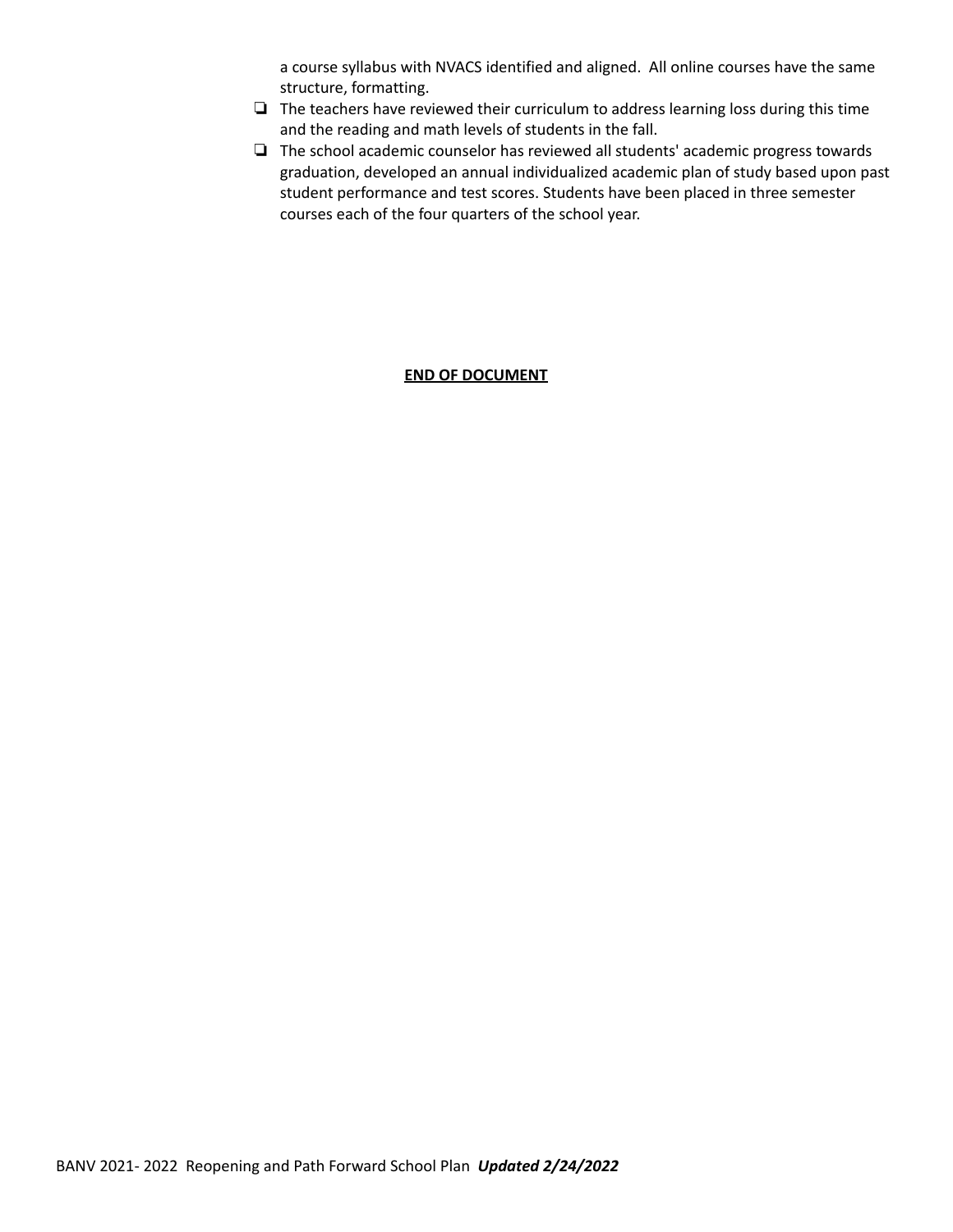a course syllabus with NVACS identified and aligned. All online courses have the same structure, formatting.

- ❏ The teachers have reviewed their curriculum to address learning loss during this time and the reading and math levels of students in the fall.
- ❏ The school academic counselor has reviewed all students' academic progress towards graduation, developed an annual individualized academic plan of study based upon past student performance and test scores. Students have been placed in three semester courses each of the four quarters of the school year.

**END OF DOCUMENT**